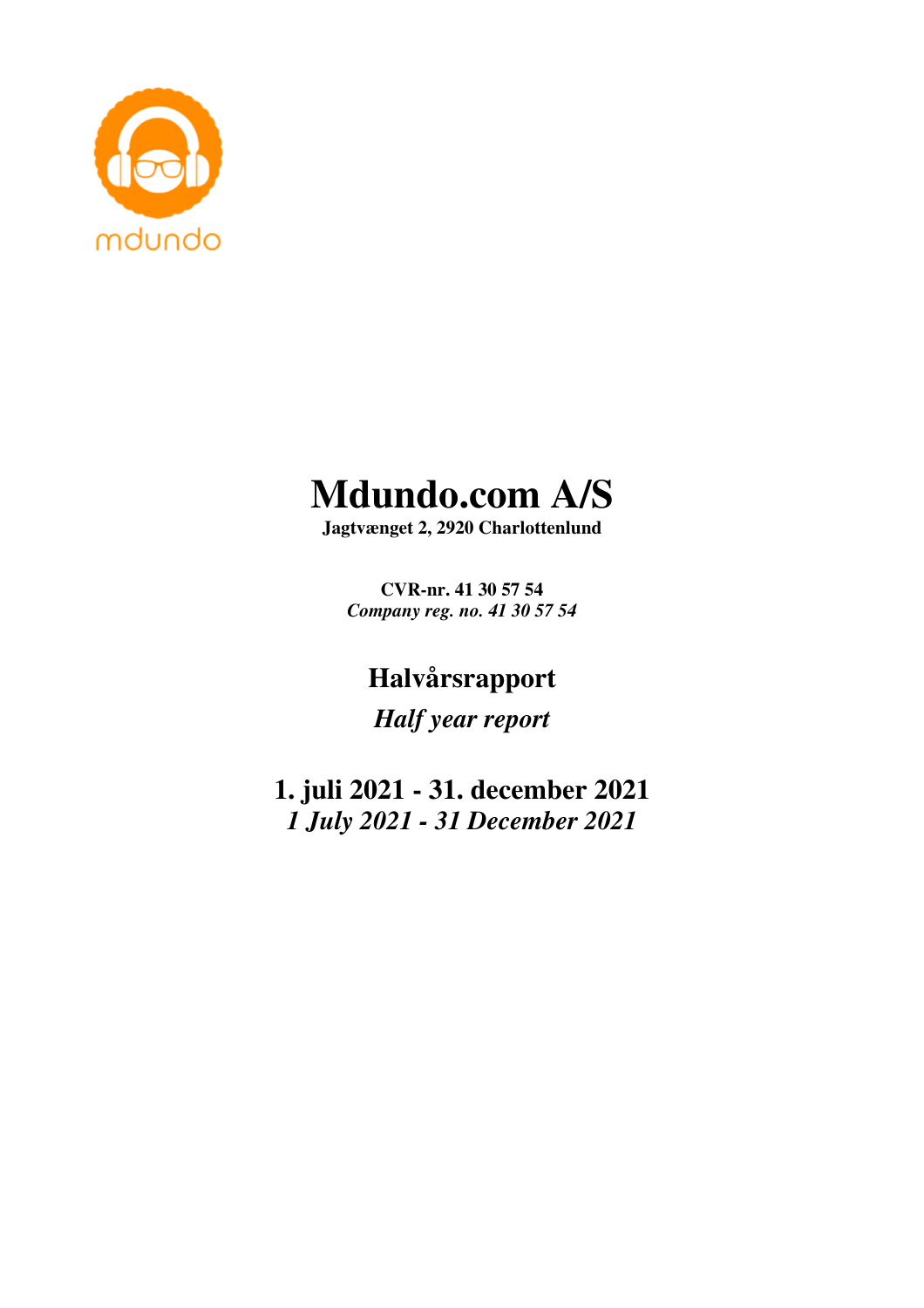mdundo

# Mdundo.com A/S

**Jagtvænget 2, 2920 Charlottenlund**

**CVR-nr. 41 30 57 54**
***Company reg. no. 41 30 57 54***

## Halvårsrapport

## *Half year report*

## 1. juli 2021 - 31. december 2021

## *1 July 2021 - 31 December 2021*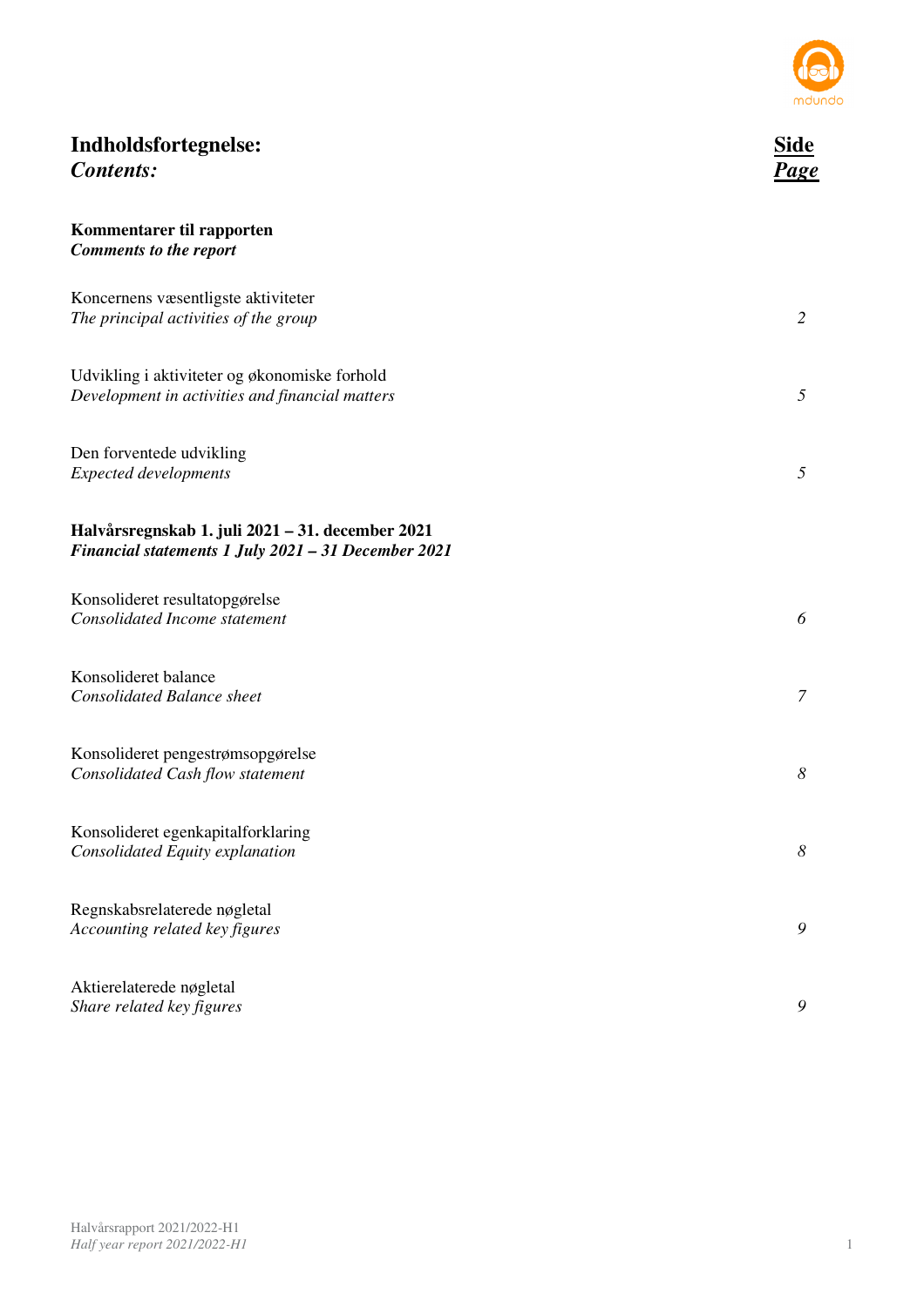# **Indholdsfortegnelse:**
***Contents:***

| | **Side** / ***Page*** |
|---|---|
| **Kommentarer til rapporten** / ***Comments to the report*** | |
| Koncernens væsentligste aktiviteter / *The principal activities of the group* | *2* |
| Udvikling i aktiviteter og økonomiske forhold / *Development in activities and financial matters* | *5* |
| Den forventede udvikling / *Expected developments* | *5* |
| **Halvårsregnskab 1. juli 2021 – 31. december 2021** / ***Financial statements 1 July 2021 – 31 December 2021*** | |
| Konsolideret resultatopgørelse / *Consolidated Income statement* | *6* |
| Konsolideret balance / *Consolidated Balance sheet* | *7* |
| Konsolideret pengestrømsopgørelse / *Consolidated Cash flow statement* | *8* |
| Konsolideret egenkapitalforklaring / *Consolidated Equity explanation* | *8* |
| Regnskabsrelaterede nøgletal / *Accounting related key figures* | *9* |
| Aktierelaterede nøgletal / *Share related key figures* | *9* |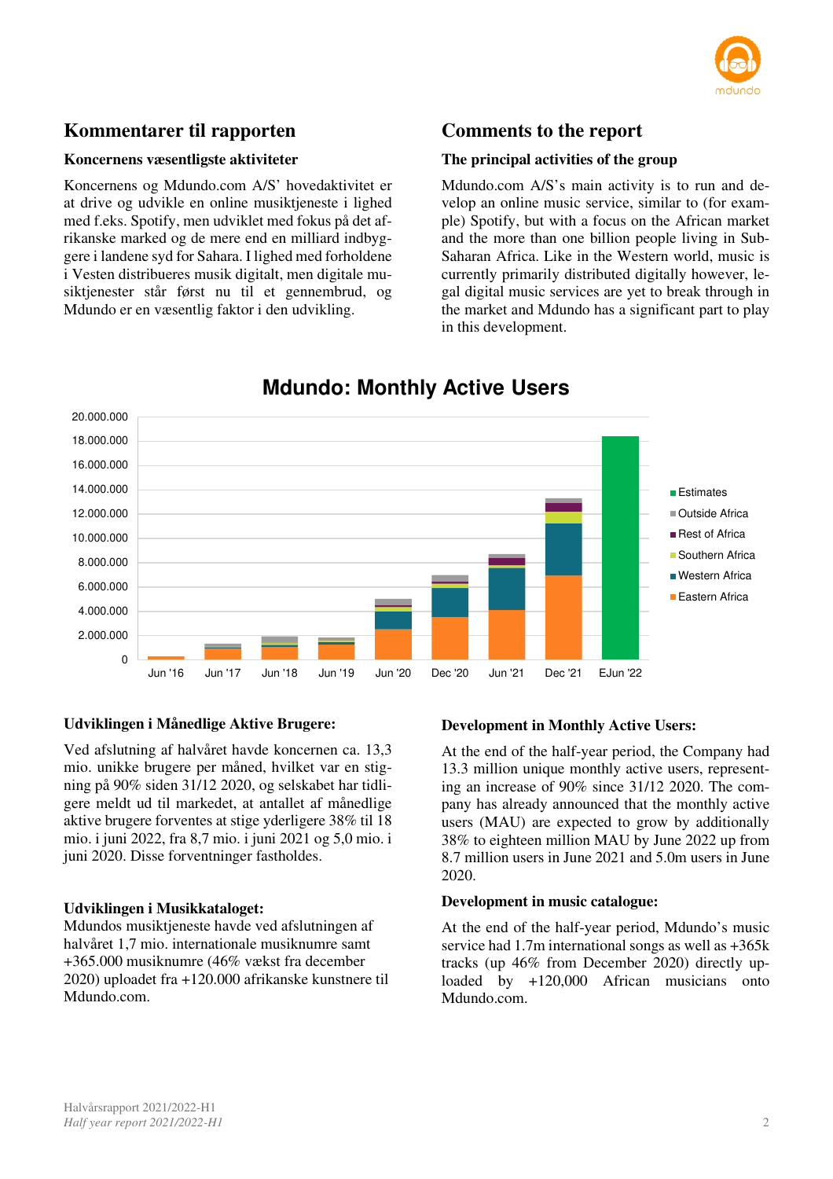## Kommentarer til rapporten

### Koncernens væsentligste aktiviteter

Koncernens og Mdundo.com A/S' hovedaktivitet er at drive og udvikle en online musiktjeneste i lighed med f.eks. Spotify, men udviklet med fokus på det afrikanske marked og de mere end en milliard indbyggere i landene syd for Sahara. I lighed med forholdene i Vesten distribueres musik digitalt, men digitale musiktjenester står først nu til et gennembrud, og Mdundo er en væsentlig faktor i den udvikling.

## Comments to the report

### The principal activities of the group

Mdundo.com A/S's main activity is to run and develop an online music service, similar to (for example) Spotify, but with a focus on the African market and the more than one billion people living in Sub-Saharan Africa. Like in the Western world, music is currently primarily distributed digitally however, legal digital music services are yet to break through in the market and Mdundo has a significant part to play in this development.

**Mdundo: Monthly Active Users**

### Udviklingen i Månedlige Aktive Brugere:

Ved afslutning af halvåret havde koncernen ca. 13,3 mio. unikke brugere per måned, hvilket var en stigning på 90% siden 31/12 2020, og selskabet har tidligere meldt ud til markedet, at antallet af månedlige aktive brugere forventes at stige yderligere 38% til 18 mio. i juni 2022, fra 8,7 mio. i juni 2021 og 5,0 mio. i juni 2020. Disse forventninger fastholdes.

### Udviklingen i Musikkataloget:

Mdundos musiktjeneste havde ved afslutningen af halvåret 1,7 mio. internationale musiknumre samt +365.000 musiknumre (46% vækst fra december 2020) uploadet fra +120.000 afrikanske kunstnere til Mdundo.com.

### Development in Monthly Active Users:

At the end of the half-year period, the Company had 13.3 million unique monthly active users, representing an increase of 90% since 31/12 2020. The company has already announced that the monthly active users (MAU) are expected to grow by additionally 38% to eighteen million MAU by June 2022 up from 8.7 million users in June 2021 and 5.0m users in June 2020.

### Development in music catalogue:

At the end of the half-year period, Mdundo's music service had 1.7m international songs as well as +365k tracks (up 46% from December 2020) directly uploaded by +120,000 African musicians onto Mdundo.com.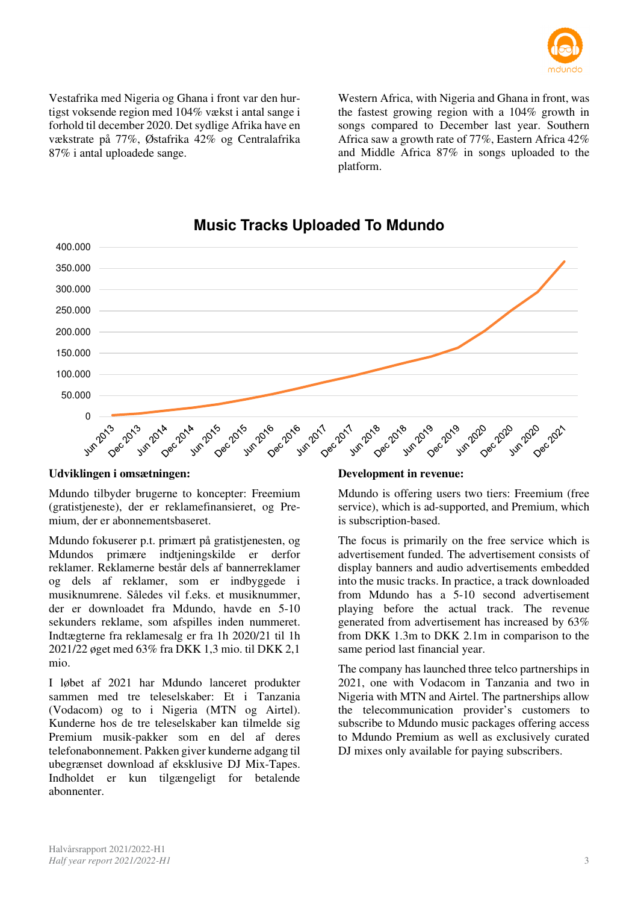Vestafrika med Nigeria og Ghana i front var den hurtigst voksende region med 104% vækst i antal sange i forhold til december 2020. Det sydlige Afrika have en vækstrate på 77%, Østafrika 42% og Centralafrika 87% i antal uploadede sange.

Western Africa, with Nigeria and Ghana in front, was the fastest growing region with a 104% growth in songs compared to December last year. Southern Africa saw a growth rate of 77%, Eastern Africa 42% and Middle Africa 87% in songs uploaded to the platform.

**Music Tracks Uploaded To Mdundo**

### Udviklingen i omsætningen:

Mdundo tilbyder brugerne to koncepter: Freemium (gratistjeneste), der er reklamefinansieret, og Premium, der er abonnementsbaseret.

Mdundo fokuserer p.t. primært på gratistjenesten, og Mdundos primære indtjeningskilde er derfor reklamer. Reklamerne består dels af bannerreklamer og dels af reklamer, som er indbyggede i musiknumrene. Således vil f.eks. et musiknummer, der er downloadet fra Mdundo, havde en 5-10 sekunders reklame, som afspilles inden nummeret. Indtægterne fra reklamesalg er fra 1h 2020/21 til 1h 2021/22 øget med 63% fra DKK 1,3 mio. til DKK 2,1 mio.

I løbet af 2021 har Mdundo lanceret produkter sammen med tre teleselskaber: Et i Tanzania (Vodacom) og to i Nigeria (MTN og Airtel). Kunderne hos de tre teleselskaber kan tilmelde sig Premium musik-pakker som en del af deres telefonabonnement. Pakken giver kunderne adgang til ubegrænset download af eksklusive DJ Mix-Tapes. Indholdet er kun tilgængeligt for betalende abonnenter.

### Development in revenue:

Mdundo is offering users two tiers: Freemium (free service), which is ad-supported, and Premium, which is subscription-based.

The focus is primarily on the free service which is advertisement funded. The advertisement consists of display banners and audio advertisements embedded into the music tracks. In practice, a track downloaded from Mdundo has a 5-10 second advertisement playing before the actual track. The revenue generated from advertisement has increased by 63% from DKK 1.3m to DKK 2.1m in comparison to the same period last financial year.

The company has launched three telco partnerships in 2021, one with Vodacom in Tanzania and two in Nigeria with MTN and Airtel. The partnerships allow the telecommunication provider's customers to subscribe to Mdundo music packages offering access to Mdundo Premium as well as exclusively curated DJ mixes only available for paying subscribers.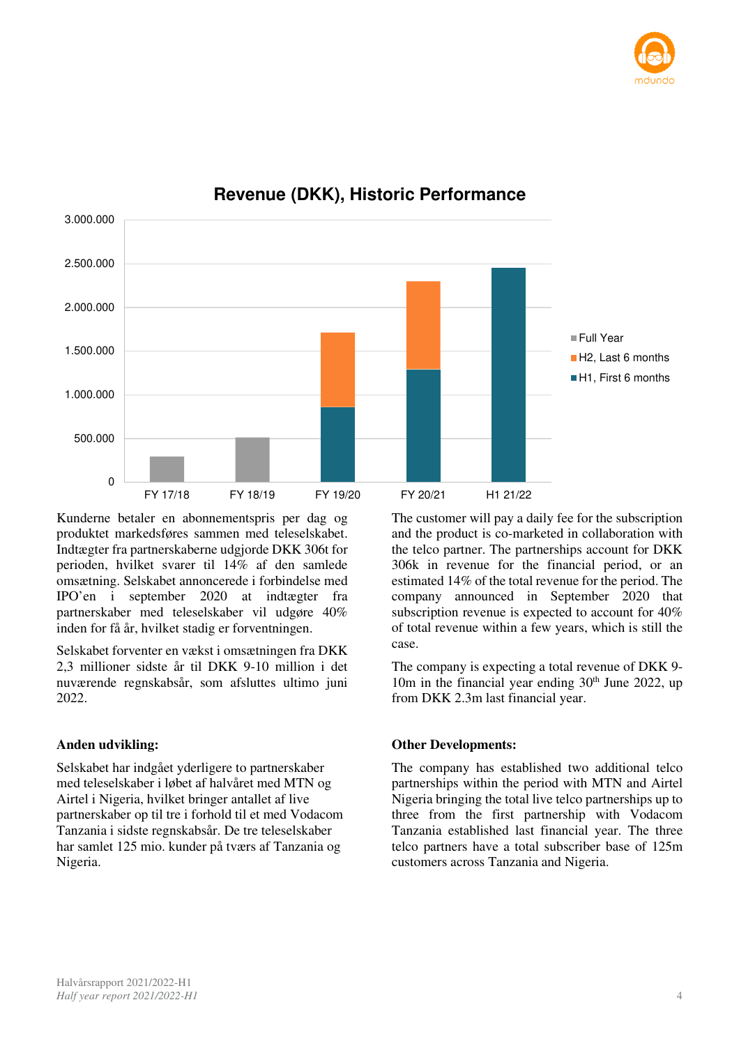## Revenue (DKK), Historic Performance

| | FY 17/18 | FY 18/19 | FY 19/20 | FY 20/21 | H1 21/22 |
|---|---|---|---|---|---|
| Full Year | ~300.000 | ~510.000 | | | |
| H2, Last 6 months | | | ~850.000 | ~1.000.000 | |
| H1, First 6 months | | | ~860.000 | ~1.290.000 | ~2.450.000 |

Kunderne betaler en abonnementspris per dag og produktet markedsføres sammen med teleselskabet. Indtægter fra partnerskaberne udgjorde DKK 306t for perioden, hvilket svarer til 14% af den samlede omsætning. Selskabet annoncerede i forbindelse med IPO'en i september 2020 at indtægter fra partnerskaber med teleselskaber vil udgøre 40% inden for få år, hvilket stadig er forventningen.

Selskabet forventer en vækst i omsætningen fra DKK 2,3 millioner sidste år til DKK 9-10 million i det nuværende regnskabsår, som afsluttes ultimo juni 2022.

The customer will pay a daily fee for the subscription and the product is co-marketed in collaboration with the telco partner. The partnerships account for DKK 306k in revenue for the financial period, or an estimated 14% of the total revenue for the period. The company announced in September 2020 that subscription revenue is expected to account for 40% of total revenue within a few years, which is still the case.

The company is expecting a total revenue of DKK 9-10m in the financial year ending 30th June 2022, up from DKK 2.3m last financial year.

### Anden udvikling:

Selskabet har indgået yderligere to partnerskaber med teleselskaber i løbet af halvåret med MTN og Airtel i Nigeria, hvilket bringer antallet af live partnerskaber op til tre i forhold til et med Vodacom Tanzania i sidste regnskabsår. De tre teleselskaber har samlet 125 mio. kunder på tværs af Tanzania og Nigeria.

### Other Developments:

The company has established two additional telco partnerships within the period with MTN and Airtel Nigeria bringing the total live telco partnerships up to three from the first partnership with Vodacom Tanzania established last financial year. The three telco partners have a total subscriber base of 125m customers across Tanzania and Nigeria.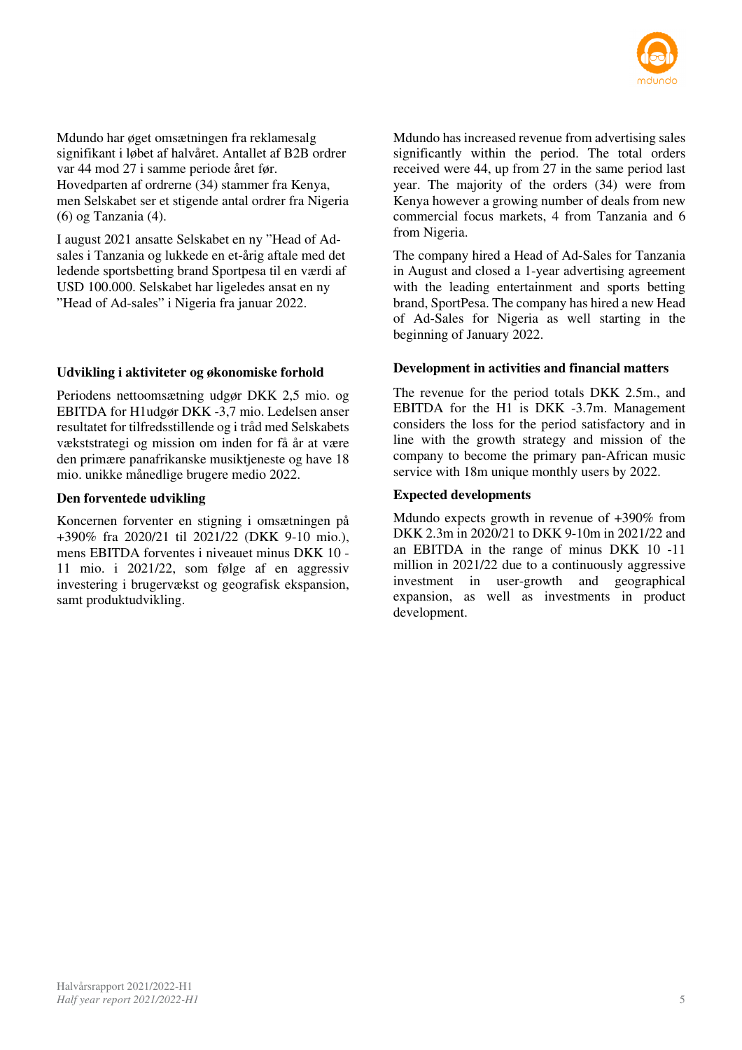Mdundo har øget omsætningen fra reklamesalg signifikant i løbet af halvåret. Antallet af B2B ordrer var 44 mod 27 i samme periode året før. Hovedparten af ordrerne (34) stammer fra Kenya, men Selskabet ser et stigende antal ordrer fra Nigeria (6) og Tanzania (4).

I august 2021 ansatte Selskabet en ny "Head of Ad-sales i Tanzania og lukkede en et-årig aftale med det ledende sportsbetting brand Sportpesa til en værdi af USD 100.000. Selskabet har ligeledes ansat en ny "Head of Ad-sales" i Nigeria fra januar 2022.

### Udvikling i aktiviteter og økonomiske forhold

Periodens nettoomsætning udgør DKK 2,5 mio. og EBITDA for H1udgør DKK -3,7 mio. Ledelsen anser resultatet for tilfredsstillende og i tråd med Selskabets vækststrategi og mission om inden for få år at være den primære panafrikanske musiktjeneste og have 18 mio. unikke månedlige brugere medio 2022.

### Den forventede udvikling

Koncernen forventer en stigning i omsætningen på +390% fra 2020/21 til 2021/22 (DKK 9-10 mio.), mens EBITDA forventes i niveauet minus DKK 10 - 11 mio. i 2021/22, som følge af en aggressiv investering i brugervækst og geografisk ekspansion, samt produktudvikling.

Mdundo has increased revenue from advertising sales significantly within the period. The total orders received were 44, up from 27 in the same period last year. The majority of the orders (34) were from Kenya however a growing number of deals from new commercial focus markets, 4 from Tanzania and 6 from Nigeria.

The company hired a Head of Ad-Sales for Tanzania in August and closed a 1-year advertising agreement with the leading entertainment and sports betting brand, SportPesa. The company has hired a new Head of Ad-Sales for Nigeria as well starting in the beginning of January 2022.

### Development in activities and financial matters

The revenue for the period totals DKK 2.5m., and EBITDA for the H1 is DKK -3.7m. Management considers the loss for the period satisfactory and in line with the growth strategy and mission of the company to become the primary pan-African music service with 18m unique monthly users by 2022.

### Expected developments

Mdundo expects growth in revenue of +390% from DKK 2.3m in 2020/21 to DKK 9-10m in 2021/22 and an EBITDA in the range of minus DKK 10 -11 million in 2021/22 due to a continuously aggressive investment in user-growth and geographical expansion, as well as investments in product development.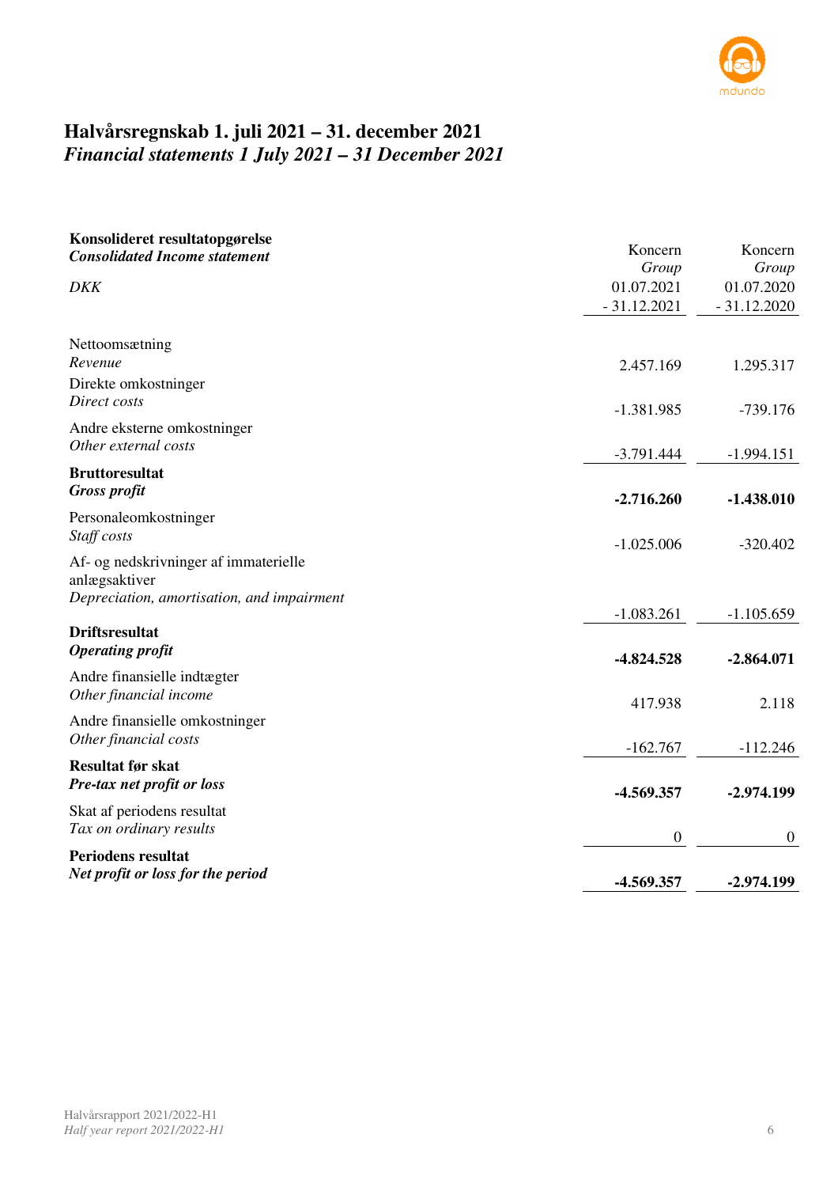# Halvårsregnskab 1. juli 2021 – 31. december 2021
## *Financial statements 1 July 2021 – 31 December 2021*

| **Konsolideret resultatopgørelse** <br> ***Consolidated Income statement*** <br> *DKK* | Koncern <br> *Group* <br> 01.07.2021 <br> - 31.12.2021 | Koncern <br> *Group* <br> 01.07.2020 <br> - 31.12.2020 |
|---|---|---|
| Nettoomsætning <br> *Revenue* | 2.457.169 | 1.295.317 |
| Direkte omkostninger <br> *Direct costs* | -1.381.985 | -739.176 |
| Andre eksterne omkostninger <br> *Other external costs* | -3.791.444 | -1.994.151 |
| **Bruttoresultat** <br> ***Gross profit*** | **-2.716.260** | **-1.438.010** |
| Personaleomkostninger <br> *Staff costs* | -1.025.006 | -320.402 |
| Af- og nedskrivninger af immaterielle anlægsaktiver <br> *Depreciation, amortisation, and impairment* | -1.083.261 | -1.105.659 |
| **Driftsresultat** <br> ***Operating profit*** | **-4.824.528** | **-2.864.071** |
| Andre finansielle indtægter <br> *Other financial income* | 417.938 | 2.118 |
| Andre finansielle omkostninger <br> *Other financial costs* | -162.767 | -112.246 |
| **Resultat før skat** <br> ***Pre-tax net profit or loss*** | **-4.569.357** | **-2.974.199** |
| Skat af periodens resultat <br> *Tax on ordinary results* | 0 | 0 |
| **Periodens resultat** <br> ***Net profit or loss for the period*** | **-4.569.357** | **-2.974.199** |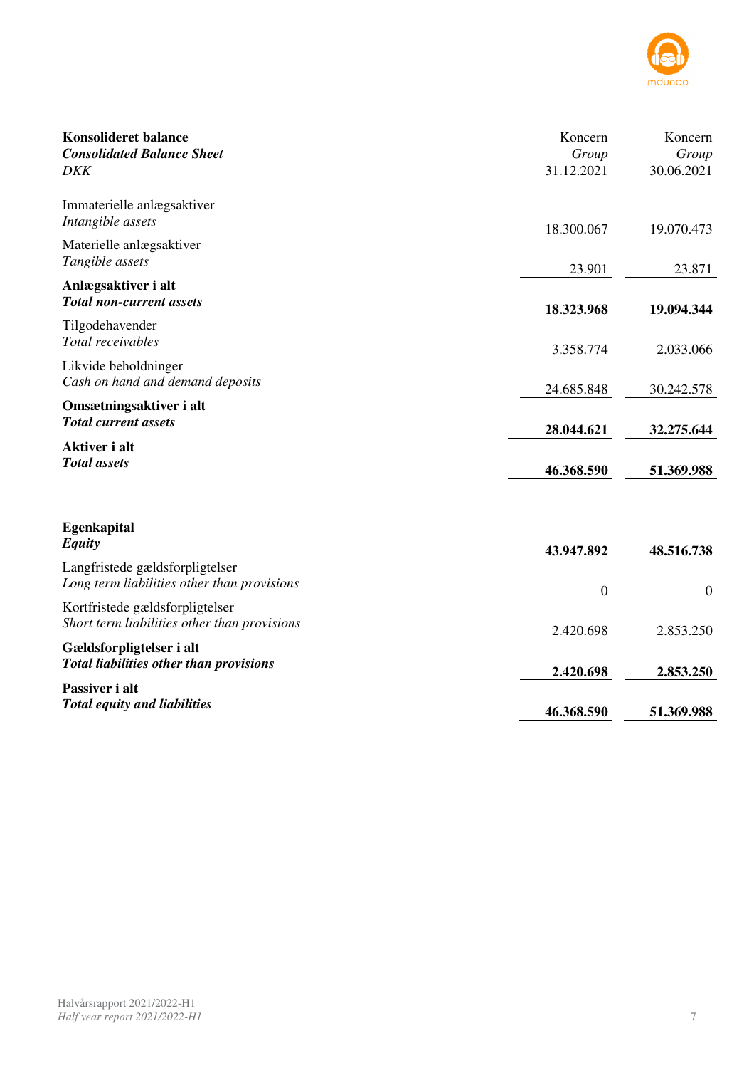| **Konsolideret balance**<br>***Consolidated Balance Sheet***<br>*DKK* | Koncern<br>*Group*<br>31.12.2021 | Koncern<br>*Group*<br>30.06.2021 |
|---|---|---|
| Immaterielle anlægsaktiver<br>*Intangible assets* | 18.300.067 | 19.070.473 |
| Materielle anlægsaktiver<br>*Tangible assets* | 23.901 | 23.871 |
| **Anlægsaktiver i alt**<br>***Total non-current assets*** | **18.323.968** | **19.094.344** |
| Tilgodehavender<br>*Total receivables* | 3.358.774 | 2.033.066 |
| Likvide beholdninger<br>*Cash on hand and demand deposits* | 24.685.848 | 30.242.578 |
| **Omsætningsaktiver i alt**<br>***Total current assets*** | **28.044.621** | **32.275.644** |
| **Aktiver i alt**<br>***Total assets*** | **46.368.590** | **51.369.988** |
| | | |
| **Egenkapital**<br>***Equity*** | **43.947.892** | **48.516.738** |
| Langfristede gældsforpligtelser<br>*Long term liabilities other than provisions* | 0 | 0 |
| Kortfristede gældsforpligtelser<br>*Short term liabilities other than provisions* | 2.420.698 | 2.853.250 |
| **Gældsforpligtelser i alt**<br>***Total liabilities other than provisions*** | **2.420.698** | **2.853.250** |
| **Passiver i alt**<br>***Total equity and liabilities*** | **46.368.590** | **51.369.988** |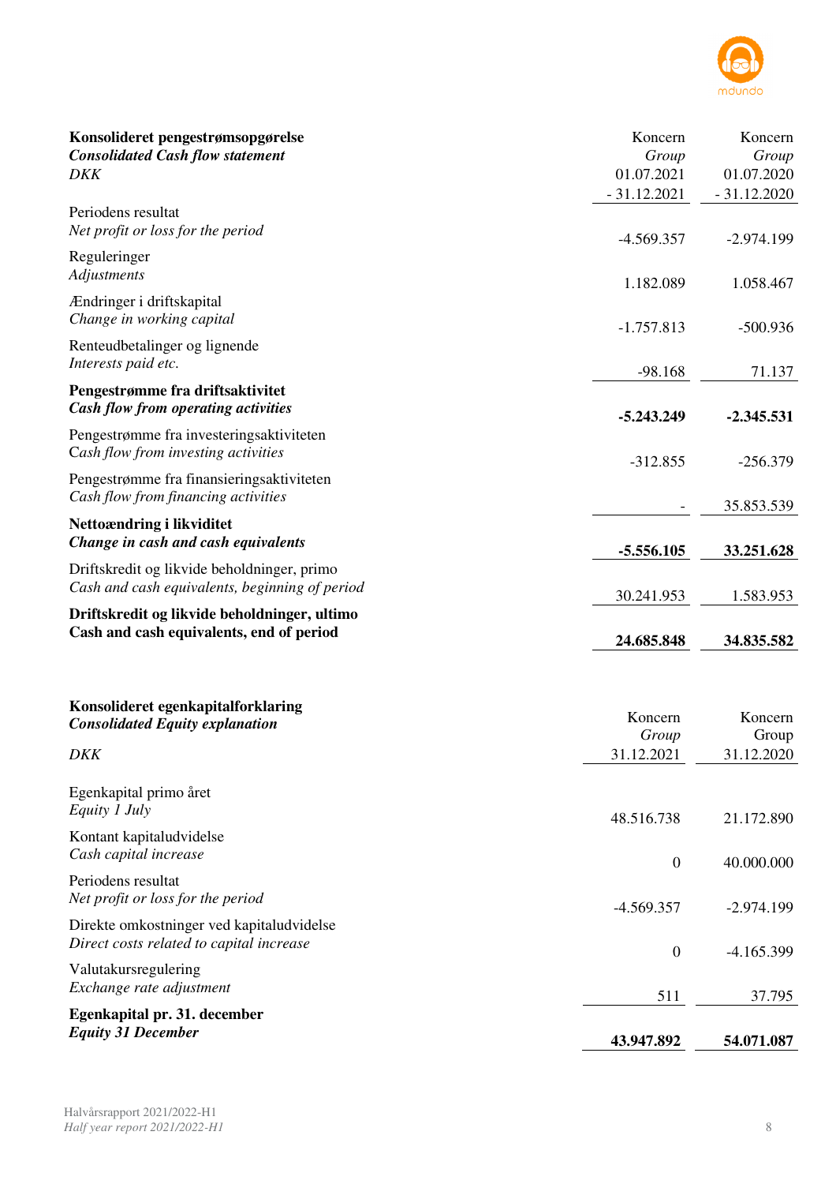| **Konsolideret pengestrømsopgørelse**<br>***Consolidated Cash flow statement***<br>*DKK* | Koncern<br>*Group*<br>01.07.2021<br>- 31.12.2021 | Koncern<br>*Group*<br>01.07.2020<br>- 31.12.2020 |
|---|---|---|
| Periodens resultat<br>*Net profit or loss for the period* | -4.569.357 | -2.974.199 |
| Reguleringer<br>*Adjustments* | 1.182.089 | 1.058.467 |
| Ændringer i driftskapital<br>*Change in working capital* | -1.757.813 | -500.936 |
| Renteudbetalinger og lignende<br>*Interests paid etc.* | -98.168 | 71.137 |
| **Pengestrømme fra driftsaktivitet**<br>***Cash flow from operating activities*** | **-5.243.249** | **-2.345.531** |
| Pengestrømme fra investeringsaktiviteten<br>*Cash flow from investing activities* | -312.855 | -256.379 |
| Pengestrømme fra finansieringsaktiviteten<br>*Cash flow from financing activities* | - | 35.853.539 |
| **Nettoændring i likviditet**<br>***Change in cash and cash equivalents*** | **-5.556.105** | **33.251.628** |
| Driftskredit og likvide beholdninger, primo<br>*Cash and cash equivalents, beginning of period* | 30.241.953 | 1.583.953 |
| **Driftskredit og likvide beholdninger, ultimo**<br>**Cash and cash equivalents, end of period** | **24.685.848** | **34.835.582** |

| **Konsolideret egenkapitalforklaring**<br>***Consolidated Equity explanation***<br>*DKK* | Koncern<br>*Group*<br>31.12.2021 | Koncern<br>Group<br>31.12.2020 |
|---|---|---|
| Egenkapital primo året<br>*Equity 1 July* | 48.516.738 | 21.172.890 |
| Kontant kapitaludvidelse<br>*Cash capital increase* | 0 | 40.000.000 |
| Periodens resultat<br>*Net profit or loss for the period* | -4.569.357 | -2.974.199 |
| Direkte omkostninger ved kapitaludvidelse<br>*Direct costs related to capital increase* | 0 | -4.165.399 |
| Valutakursregulering<br>*Exchange rate adjustment* | 511 | 37.795 |
| **Egenkapital pr. 31. december**<br>***Equity 31 December*** | **43.947.892** | **54.071.087** |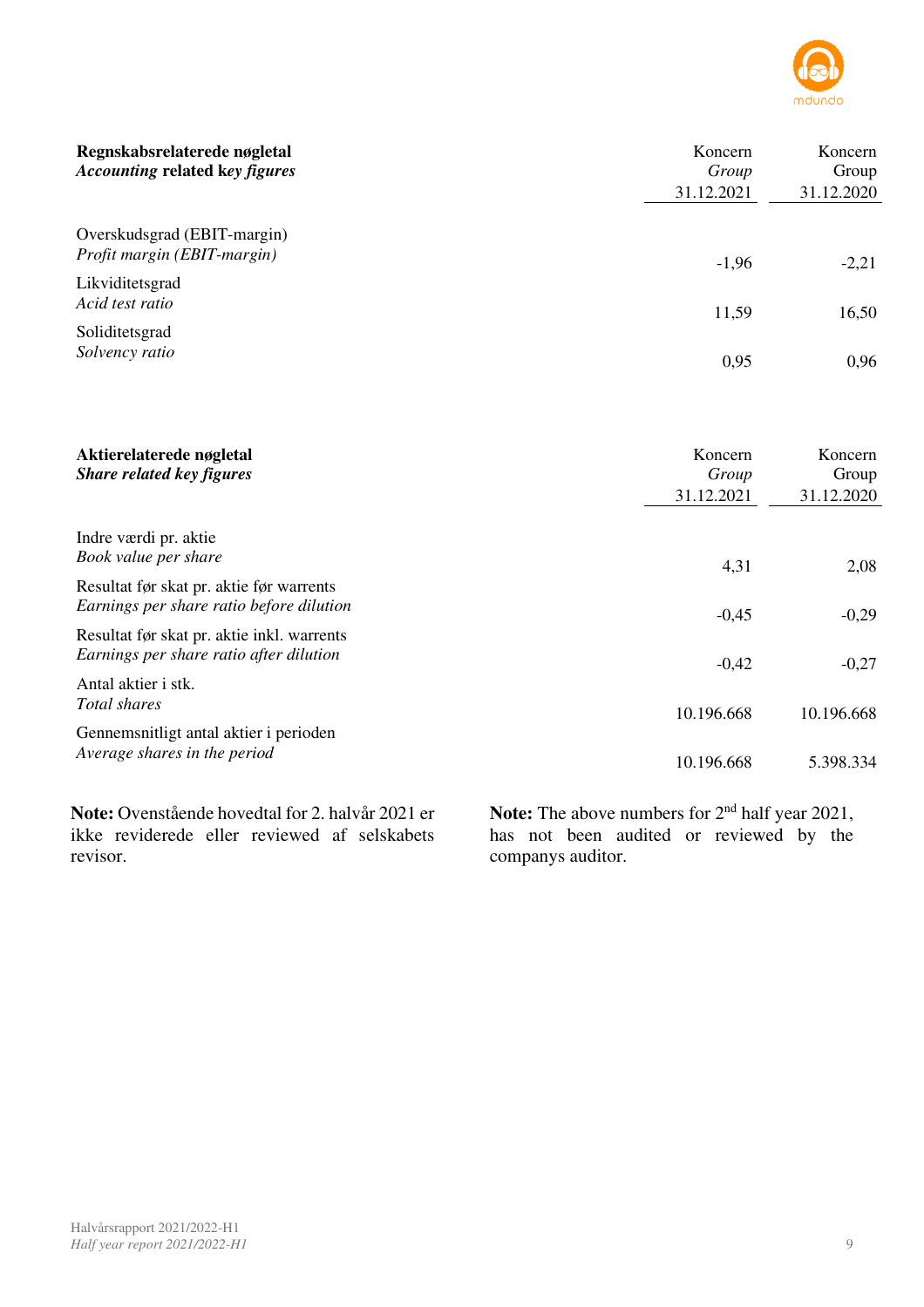| **Regnskabsrelaterede nøgletal**<br>***Accounting* related k*ey figures*** | Koncern<br>*Group*<br>31.12.2021 | Koncern<br>Group<br>31.12.2020 |
|---|---|---|
| Overskudsgrad (EBIT-margin)<br>*Profit margin (EBIT-margin)* | -1,96 | -2,21 |
| Likviditetsgrad<br>*Acid test ratio* | 11,59 | 16,50 |
| Soliditetsgrad<br>*Solvency ratio* | 0,95 | 0,96 |

| **Aktierelaterede nøgletal**<br>***Share related key figures*** | Koncern<br>*Group*<br>31.12.2021 | Koncern<br>Group<br>31.12.2020 |
|---|---|---|
| Indre værdi pr. aktie<br>*Book value per share* | 4,31 | 2,08 |
| Resultat før skat pr. aktie før warrents<br>*Earnings per share ratio before dilution* | -0,45 | -0,29 |
| Resultat før skat pr. aktie inkl. warrents<br>*Earnings per share ratio after dilution* | -0,42 | -0,27 |
| Antal aktier i stk.<br>*Total shares* | 10.196.668 | 10.196.668 |
| Gennemsnitligt antal aktier i perioden<br>*Average shares in the period* | 10.196.668 | 5.398.334 |

**Note:** Ovenstående hovedtal for 2. halvår 2021 er ikke reviderede eller reviewed af selskabets revisor.

**Note:** The above numbers for 2nd half year 2021, has not been audited or reviewed by the companys auditor.